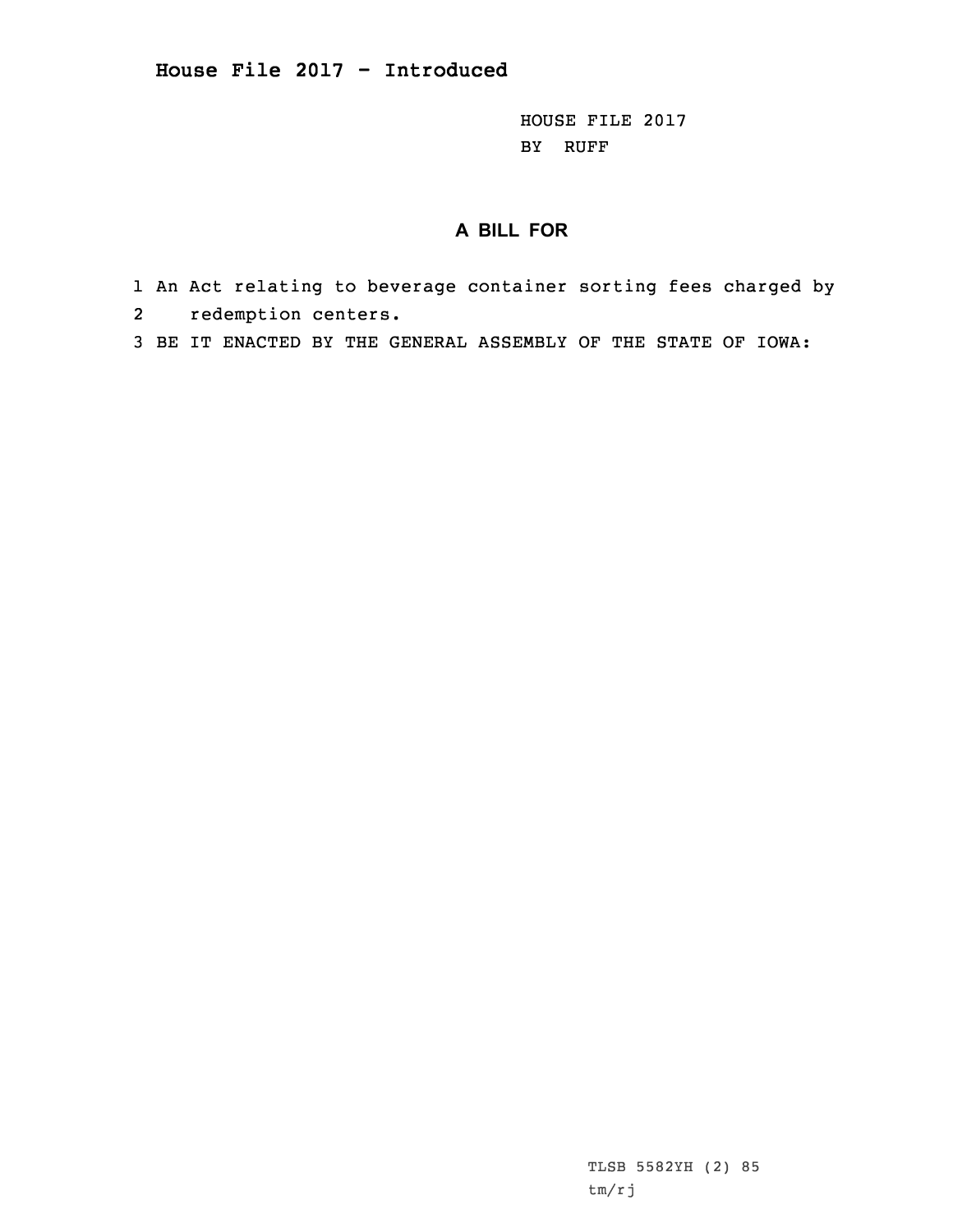**House File 2017 - Introduced**

HOUSE FILE 2017
BY RUFF

## A BILL FOR

1 An Act relating to beverage container sorting fees charged by
2 redemption centers.
3 BE IT ENACTED BY THE GENERAL ASSEMBLY OF THE STATE OF IOWA:

TLSB 5582YH (2) 85
tm/rj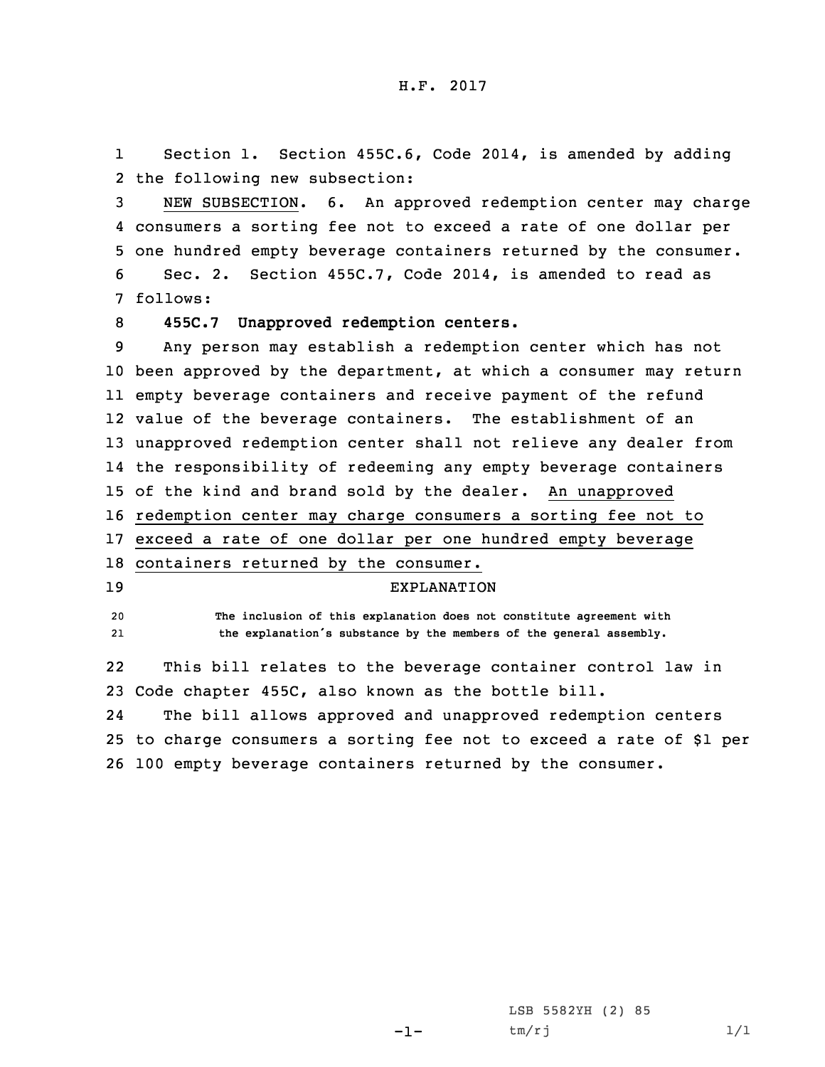Section 1. Section 455C.6, Code 2014, is amended by adding the following new subsection:

NEW SUBSECTION. 6. An approved redemption center may charge consumers a sorting fee not to exceed a rate of one dollar per one hundred empty beverage containers returned by the consumer.

Sec. 2. Section 455C.7, Code 2014, is amended to read as follows:

**455C.7 Unapproved redemption centers.**

Any person may establish a redemption center which has not been approved by the department, at which a consumer may return empty beverage containers and receive payment of the refund value of the beverage containers. The establishment of an unapproved redemption center shall not relieve any dealer from the responsibility of redeeming any empty beverage containers of the kind and brand sold by the dealer. An unapproved redemption center may charge consumers a sorting fee not to exceed a rate of one dollar per one hundred empty beverage containers returned by the consumer.

EXPLANATION

The inclusion of this explanation does not constitute agreement with the explanation's substance by the members of the general assembly.

This bill relates to the beverage container control law in Code chapter 455C, also known as the bottle bill.

The bill allows approved and unapproved redemption centers to charge consumers a sorting fee not to exceed a rate of $1 per 100 empty beverage containers returned by the consumer.

LSB 5582YH (2) 85
tm/rj